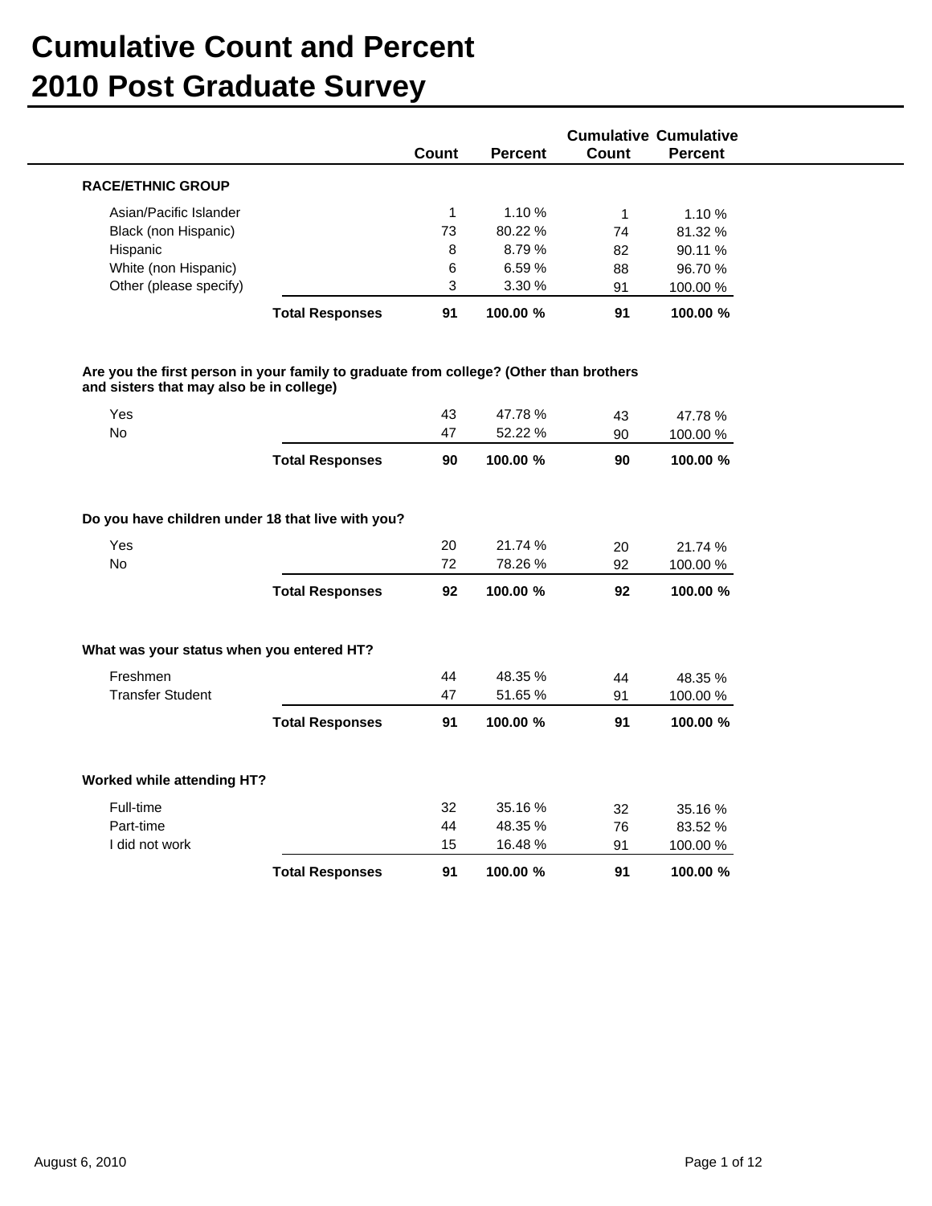# Cumulative Count and Percent
# 2010 Post Graduate Survey

| | Count | Percent | Cumulative Count | Cumulative Percent |
|---|---|---|---|---|
| **RACE/ETHNIC GROUP** | | | | |
| Asian/Pacific Islander | 1 | 1.10 % | 1 | 1.10 % |
| Black (non Hispanic) | 73 | 80.22 % | 74 | 81.32 % |
| Hispanic | 8 | 8.79 % | 82 | 90.11 % |
| White (non Hispanic) | 6 | 6.59 % | 88 | 96.70 % |
| Other (please specify) | 3 | 3.30 % | 91 | 100.00 % |
| **Total Responses** | **91** | **100.00 %** | **91** | **100.00 %** |

**Are you the first person in your family to graduate from college? (Other than brothers and sisters that may also be in college)**

| | Count | Percent | Cumulative Count | Cumulative Percent |
|---|---|---|---|---|
| Yes | 43 | 47.78 % | 43 | 47.78 % |
| No | 47 | 52.22 % | 90 | 100.00 % |
| **Total Responses** | **90** | **100.00 %** | **90** | **100.00 %** |

**Do you have children under 18 that live with you?**

| | Count | Percent | Cumulative Count | Cumulative Percent |
|---|---|---|---|---|
| Yes | 20 | 21.74 % | 20 | 21.74 % |
| No | 72 | 78.26 % | 92 | 100.00 % |
| **Total Responses** | **92** | **100.00 %** | **92** | **100.00 %** |

**What was your status when you entered HT?**

| | Count | Percent | Cumulative Count | Cumulative Percent |
|---|---|---|---|---|
| Freshmen | 44 | 48.35 % | 44 | 48.35 % |
| Transfer Student | 47 | 51.65 % | 91 | 100.00 % |
| **Total Responses** | **91** | **100.00 %** | **91** | **100.00 %** |

**Worked while attending HT?**

| | Count | Percent | Cumulative Count | Cumulative Percent |
|---|---|---|---|---|
| Full-time | 32 | 35.16 % | 32 | 35.16 % |
| Part-time | 44 | 48.35 % | 76 | 83.52 % |
| I did not work | 15 | 16.48 % | 91 | 100.00 % |
| **Total Responses** | **91** | **100.00 %** | **91** | **100.00 %** |

August 6, 2010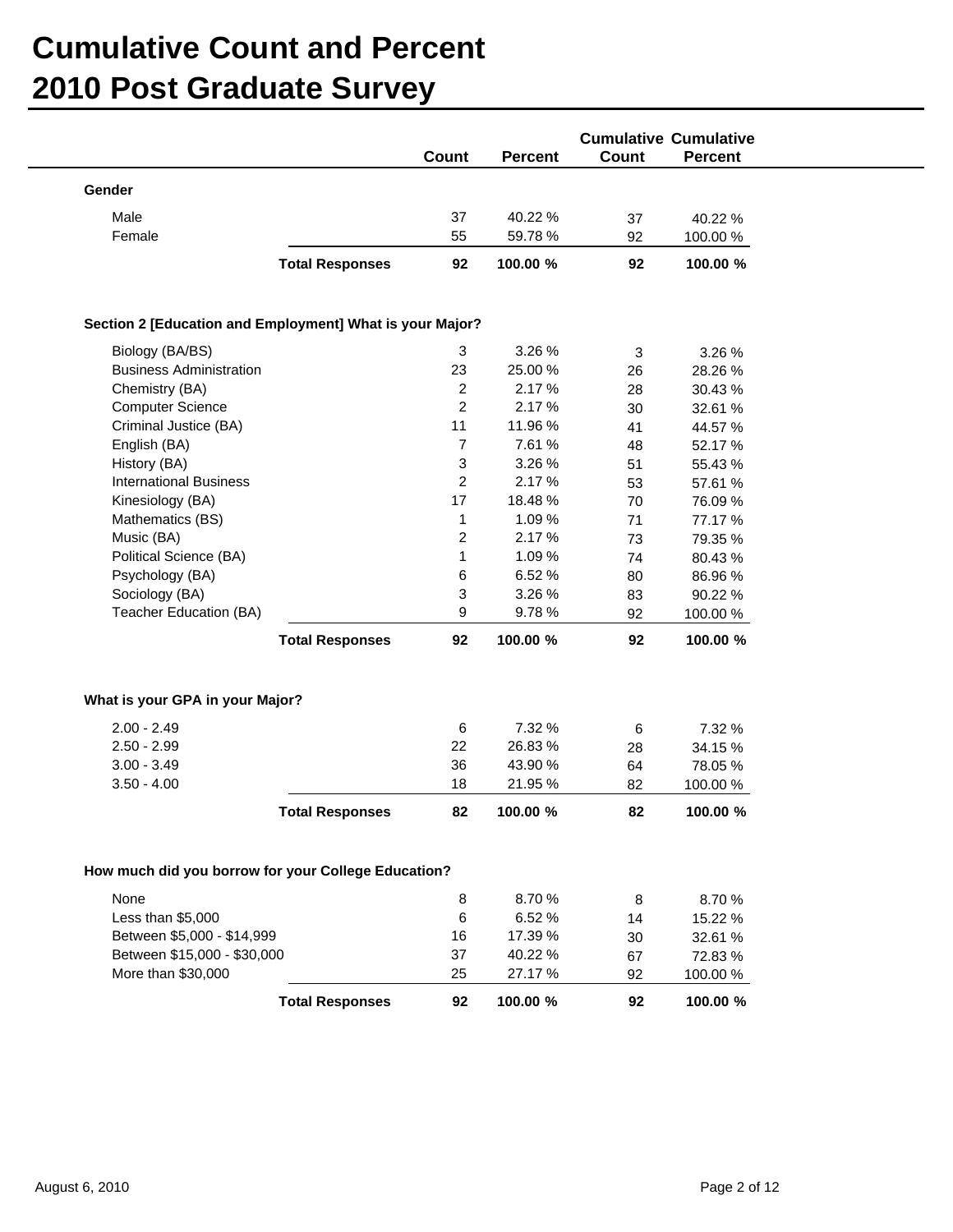# Cumulative Count and Percent
# 2010 Post Graduate Survey

| | Count | Percent | Cumulative Count | Cumulative Percent |
|---|---|---|---|---|
| **Gender** | | | | |
| Male | 37 | 40.22 % | 37 | 40.22 % |
| Female | 55 | 59.78 % | 92 | 100.00 % |
| **Total Responses** | **92** | **100.00 %** | **92** | **100.00 %** |

| | Count | Percent | Cumulative Count | Cumulative Percent |
|---|---|---|---|---|
| **Section 2 [Education and Employment] What is your Major?** | | | | |
| Biology (BA/BS) | 3 | 3.26 % | 3 | 3.26 % |
| Business Administration | 23 | 25.00 % | 26 | 28.26 % |
| Chemistry (BA) | 2 | 2.17 % | 28 | 30.43 % |
| Computer Science | 2 | 2.17 % | 30 | 32.61 % |
| Criminal Justice (BA) | 11 | 11.96 % | 41 | 44.57 % |
| English (BA) | 7 | 7.61 % | 48 | 52.17 % |
| History (BA) | 3 | 3.26 % | 51 | 55.43 % |
| International Business | 2 | 2.17 % | 53 | 57.61 % |
| Kinesiology (BA) | 17 | 18.48 % | 70 | 76.09 % |
| Mathematics (BS) | 1 | 1.09 % | 71 | 77.17 % |
| Music (BA) | 2 | 2.17 % | 73 | 79.35 % |
| Political Science (BA) | 1 | 1.09 % | 74 | 80.43 % |
| Psychology (BA) | 6 | 6.52 % | 80 | 86.96 % |
| Sociology (BA) | 3 | 3.26 % | 83 | 90.22 % |
| Teacher Education (BA) | 9 | 9.78 % | 92 | 100.00 % |
| **Total Responses** | **92** | **100.00 %** | **92** | **100.00 %** |

| | Count | Percent | Cumulative Count | Cumulative Percent |
|---|---|---|---|---|
| **What is your GPA in your Major?** | | | | |
| 2.00 - 2.49 | 6 | 7.32 % | 6 | 7.32 % |
| 2.50 - 2.99 | 22 | 26.83 % | 28 | 34.15 % |
| 3.00 - 3.49 | 36 | 43.90 % | 64 | 78.05 % |
| 3.50 - 4.00 | 18 | 21.95 % | 82 | 100.00 % |
| **Total Responses** | **82** | **100.00 %** | **82** | **100.00 %** |

| | Count | Percent | Cumulative Count | Cumulative Percent |
|---|---|---|---|---|
| **How much did you borrow for your College Education?** | | | | |
| None | 8 | 8.70 % | 8 | 8.70 % |
| Less than $5,000 | 6 | 6.52 % | 14 | 15.22 % |
| Between $5,000 - $14,999 | 16 | 17.39 % | 30 | 32.61 % |
| Between $15,000 - $30,000 | 37 | 40.22 % | 67 | 72.83 % |
| More than $30,000 | 25 | 27.17 % | 92 | 100.00 % |
| **Total Responses** | **92** | **100.00 %** | **92** | **100.00 %** |

August 6, 2010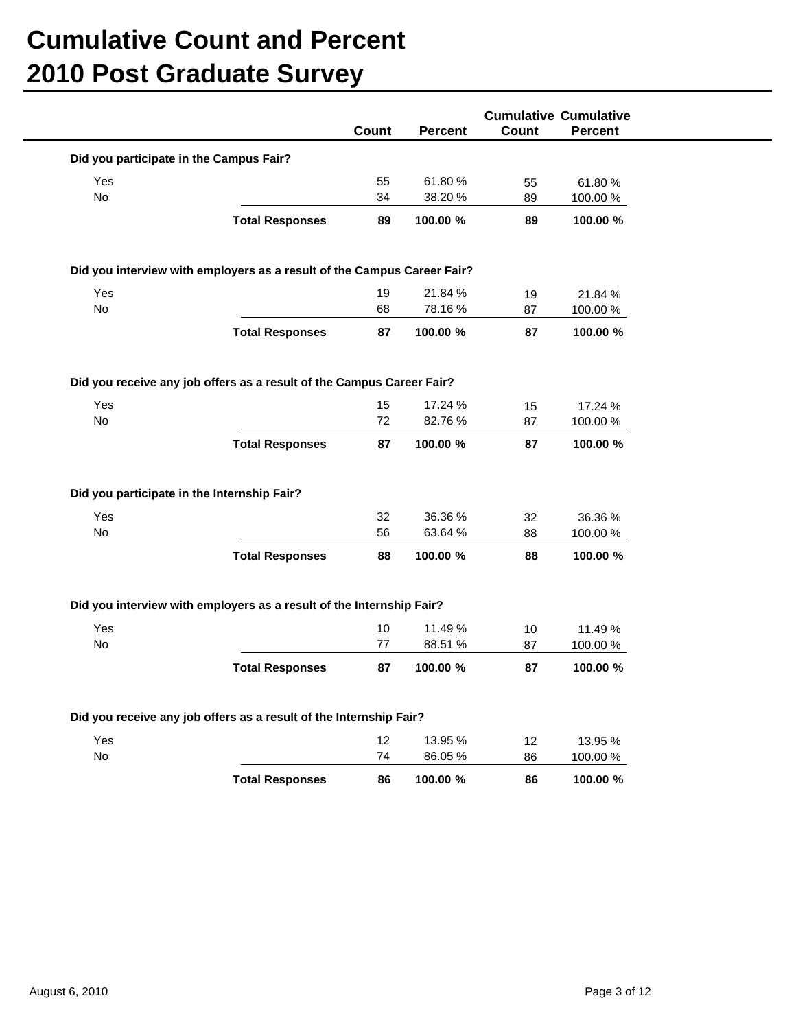# Cumulative Count and Percent
# 2010 Post Graduate Survey

| | | Count | Percent | Cumulative Count | Cumulative Percent |
|---|---|---|---|---|---|
| **Did you participate in the Campus Fair?** | | | | | |
| Yes | | 55 | 61.80 % | 55 | 61.80 % |
| No | | 34 | 38.20 % | 89 | 100.00 % |
| | **Total Responses** | **89** | **100.00 %** | **89** | **100.00 %** |
| **Did you interview with employers as a result of the Campus Career Fair?** | | | | | |
| Yes | | 19 | 21.84 % | 19 | 21.84 % |
| No | | 68 | 78.16 % | 87 | 100.00 % |
| | **Total Responses** | **87** | **100.00 %** | **87** | **100.00 %** |
| **Did you receive any job offers as a result of the Campus Career Fair?** | | | | | |
| Yes | | 15 | 17.24 % | 15 | 17.24 % |
| No | | 72 | 82.76 % | 87 | 100.00 % |
| | **Total Responses** | **87** | **100.00 %** | **87** | **100.00 %** |
| **Did you participate in the Internship Fair?** | | | | | |
| Yes | | 32 | 36.36 % | 32 | 36.36 % |
| No | | 56 | 63.64 % | 88 | 100.00 % |
| | **Total Responses** | **88** | **100.00 %** | **88** | **100.00 %** |
| **Did you interview with employers as a result of the Internship Fair?** | | | | | |
| Yes | | 10 | 11.49 % | 10 | 11.49 % |
| No | | 77 | 88.51 % | 87 | 100.00 % |
| | **Total Responses** | **87** | **100.00 %** | **87** | **100.00 %** |
| **Did you receive any job offers as a result of the Internship Fair?** | | | | | |
| Yes | | 12 | 13.95 % | 12 | 13.95 % |
| No | | 74 | 86.05 % | 86 | 100.00 % |
| | **Total Responses** | **86** | **100.00 %** | **86** | **100.00 %** |

August 6, 2010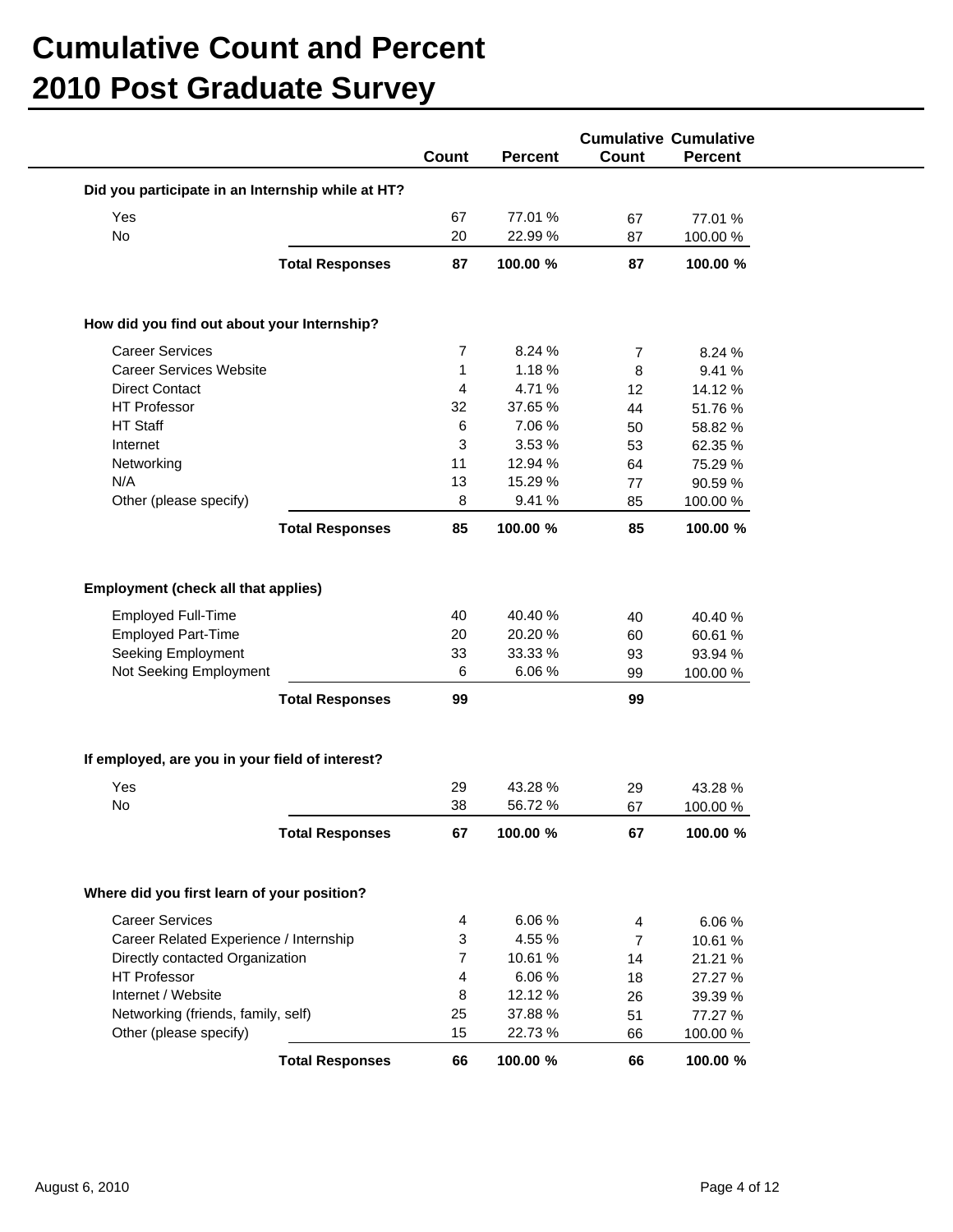# Cumulative Count and Percent
# 2010 Post Graduate Survey

| | Count | Percent | Cumulative Count | Cumulative Percent |
|---|---|---|---|---|
| **Did you participate in an Internship while at HT?** | | | | |
| Yes | 67 | 77.01 % | 67 | 77.01 % |
| No | 20 | 22.99 % | 87 | 100.00 % |
| **Total Responses** | **87** | **100.00 %** | **87** | **100.00 %** |
| **How did you find out about your Internship?** | | | | |
| Career Services | 7 | 8.24 % | 7 | 8.24 % |
| Career Services Website | 1 | 1.18 % | 8 | 9.41 % |
| Direct Contact | 4 | 4.71 % | 12 | 14.12 % |
| HT Professor | 32 | 37.65 % | 44 | 51.76 % |
| HT Staff | 6 | 7.06 % | 50 | 58.82 % |
| Internet | 3 | 3.53 % | 53 | 62.35 % |
| Networking | 11 | 12.94 % | 64 | 75.29 % |
| N/A | 13 | 15.29 % | 77 | 90.59 % |
| Other (please specify) | 8 | 9.41 % | 85 | 100.00 % |
| **Total Responses** | **85** | **100.00 %** | **85** | **100.00 %** |
| **Employment (check all that applies)** | | | | |
| Employed Full-Time | 40 | 40.40 % | 40 | 40.40 % |
| Employed Part-Time | 20 | 20.20 % | 60 | 60.61 % |
| Seeking Employment | 33 | 33.33 % | 93 | 93.94 % |
| Not Seeking Employment | 6 | 6.06 % | 99 | 100.00 % |
| **Total Responses** | **99** | | **99** | |
| **If employed, are you in your field of interest?** | | | | |
| Yes | 29 | 43.28 % | 29 | 43.28 % |
| No | 38 | 56.72 % | 67 | 100.00 % |
| **Total Responses** | **67** | **100.00 %** | **67** | **100.00 %** |
| **Where did you first learn of your position?** | | | | |
| Career Services | 4 | 6.06 % | 4 | 6.06 % |
| Career Related Experience / Internship | 3 | 4.55 % | 7 | 10.61 % |
| Directly contacted Organization | 7 | 10.61 % | 14 | 21.21 % |
| HT Professor | 4 | 6.06 % | 18 | 27.27 % |
| Internet / Website | 8 | 12.12 % | 26 | 39.39 % |
| Networking (friends, family, self) | 25 | 37.88 % | 51 | 77.27 % |
| Other (please specify) | 15 | 22.73 % | 66 | 100.00 % |
| **Total Responses** | **66** | **100.00 %** | **66** | **100.00 %** |

August 6, 2010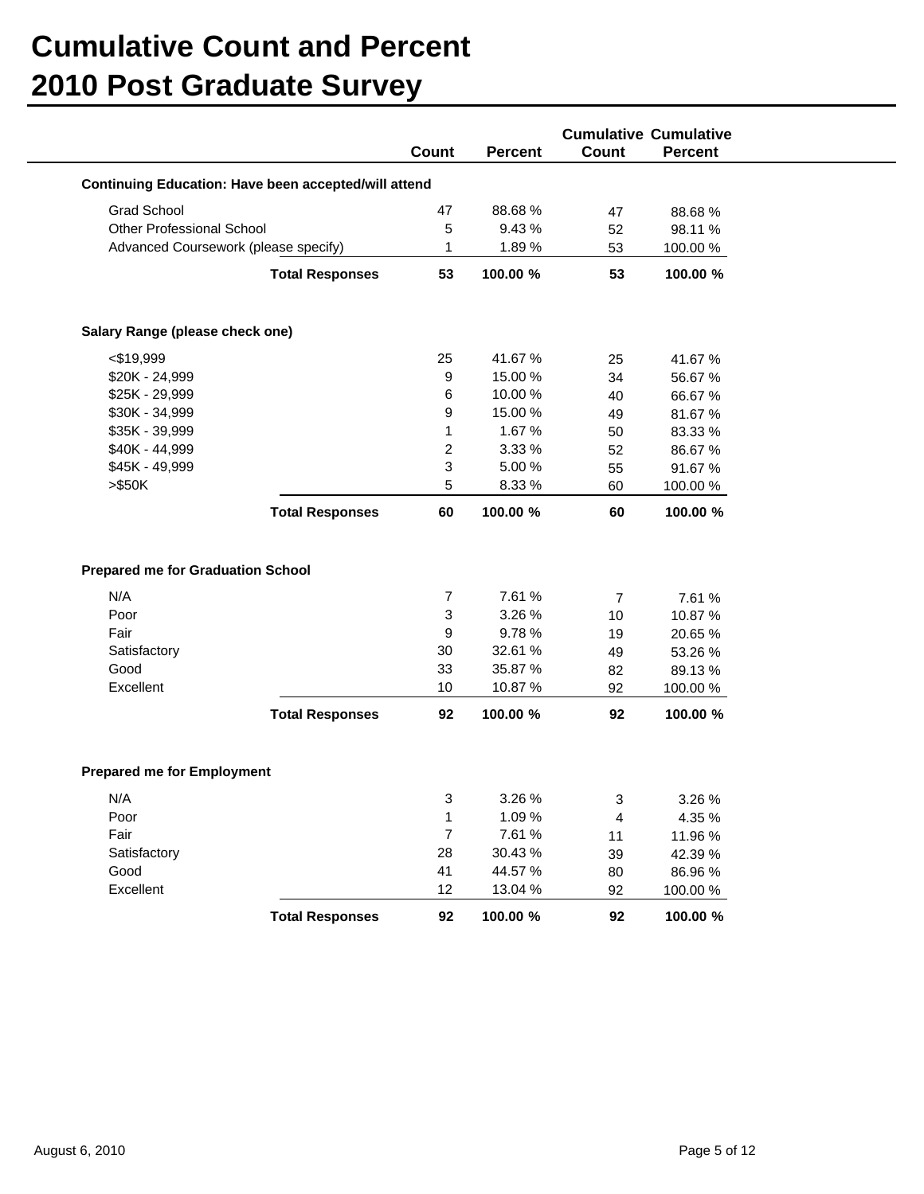# Cumulative Count and Percent
# 2010 Post Graduate Survey

| | Count | Percent | Cumulative Count | Cumulative Percent |
|---|---|---|---|---|
| **Continuing Education: Have been accepted/will attend** | | | | |
| Grad School | 47 | 88.68 % | 47 | 88.68 % |
| Other Professional School | 5 | 9.43 % | 52 | 98.11 % |
| Advanced Coursework (please specify) | 1 | 1.89 % | 53 | 100.00 % |
| **Total Responses** | **53** | **100.00 %** | **53** | **100.00 %** |

| | Count | Percent | Cumulative Count | Cumulative Percent |
|---|---|---|---|---|
| **Salary Range (please check one)** | | | | |
| <$19,999 | 25 | 41.67 % | 25 | 41.67 % |
| $20K - 24,999 | 9 | 15.00 % | 34 | 56.67 % |
| $25K - 29,999 | 6 | 10.00 % | 40 | 66.67 % |
| $30K - 34,999 | 9 | 15.00 % | 49 | 81.67 % |
| $35K - 39,999 | 1 | 1.67 % | 50 | 83.33 % |
| $40K - 44,999 | 2 | 3.33 % | 52 | 86.67 % |
| $45K - 49,999 | 3 | 5.00 % | 55 | 91.67 % |
| >$50K | 5 | 8.33 % | 60 | 100.00 % |
| **Total Responses** | **60** | **100.00 %** | **60** | **100.00 %** |

| | Count | Percent | Cumulative Count | Cumulative Percent |
|---|---|---|---|---|
| **Prepared me for Graduation School** | | | | |
| N/A | 7 | 7.61 % | 7 | 7.61 % |
| Poor | 3 | 3.26 % | 10 | 10.87 % |
| Fair | 9 | 9.78 % | 19 | 20.65 % |
| Satisfactory | 30 | 32.61 % | 49 | 53.26 % |
| Good | 33 | 35.87 % | 82 | 89.13 % |
| Excellent | 10 | 10.87 % | 92 | 100.00 % |
| **Total Responses** | **92** | **100.00 %** | **92** | **100.00 %** |

| | Count | Percent | Cumulative Count | Cumulative Percent |
|---|---|---|---|---|
| **Prepared me for Employment** | | | | |
| N/A | 3 | 3.26 % | 3 | 3.26 % |
| Poor | 1 | 1.09 % | 4 | 4.35 % |
| Fair | 7 | 7.61 % | 11 | 11.96 % |
| Satisfactory | 28 | 30.43 % | 39 | 42.39 % |
| Good | 41 | 44.57 % | 80 | 86.96 % |
| Excellent | 12 | 13.04 % | 92 | 100.00 % |
| **Total Responses** | **92** | **100.00 %** | **92** | **100.00 %** |

August 6, 2010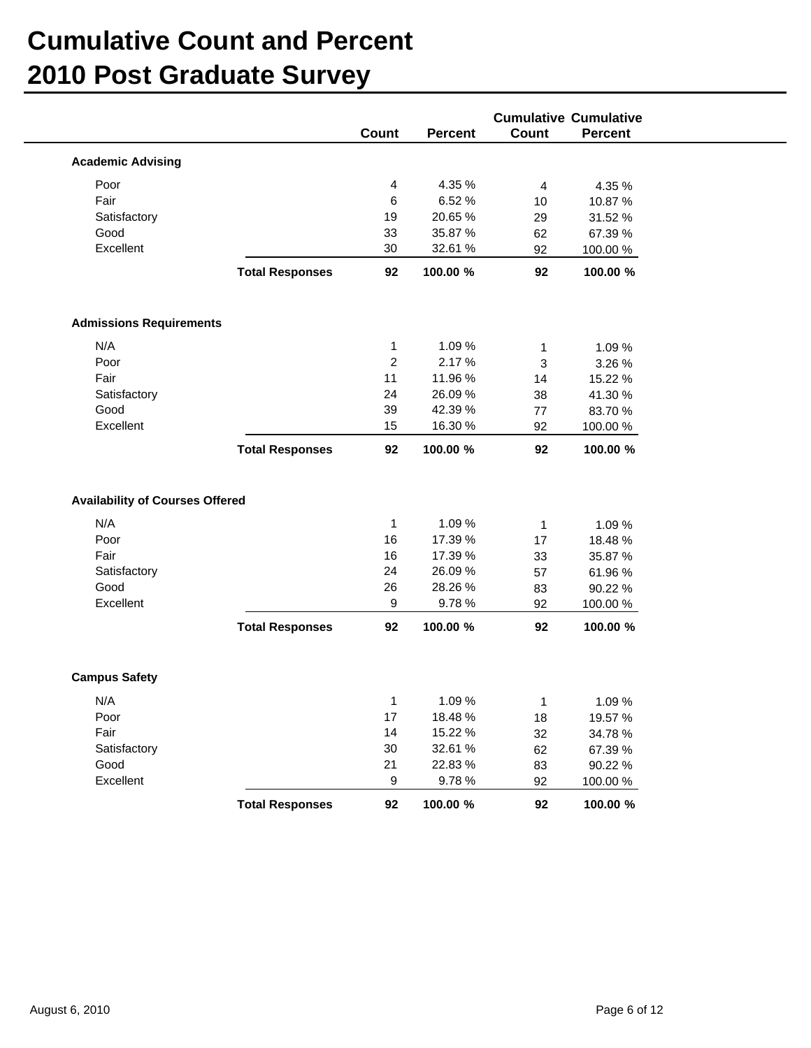# Cumulative Count and Percent
# 2010 Post Graduate Survey

| | | Count | Percent | Cumulative Count | Cumulative Percent |
|---|---|---|---|---|---|
| **Academic Advising** | | | | | |
| Poor | | 4 | 4.35 % | 4 | 4.35 % |
| Fair | | 6 | 6.52 % | 10 | 10.87 % |
| Satisfactory | | 19 | 20.65 % | 29 | 31.52 % |
| Good | | 33 | 35.87 % | 62 | 67.39 % |
| Excellent | | 30 | 32.61 % | 92 | 100.00 % |
| | **Total Responses** | **92** | **100.00 %** | **92** | **100.00 %** |
| **Admissions Requirements** | | | | | |
| N/A | | 1 | 1.09 % | 1 | 1.09 % |
| Poor | | 2 | 2.17 % | 3 | 3.26 % |
| Fair | | 11 | 11.96 % | 14 | 15.22 % |
| Satisfactory | | 24 | 26.09 % | 38 | 41.30 % |
| Good | | 39 | 42.39 % | 77 | 83.70 % |
| Excellent | | 15 | 16.30 % | 92 | 100.00 % |
| | **Total Responses** | **92** | **100.00 %** | **92** | **100.00 %** |
| **Availability of Courses Offered** | | | | | |
| N/A | | 1 | 1.09 % | 1 | 1.09 % |
| Poor | | 16 | 17.39 % | 17 | 18.48 % |
| Fair | | 16 | 17.39 % | 33 | 35.87 % |
| Satisfactory | | 24 | 26.09 % | 57 | 61.96 % |
| Good | | 26 | 28.26 % | 83 | 90.22 % |
| Excellent | | 9 | 9.78 % | 92 | 100.00 % |
| | **Total Responses** | **92** | **100.00 %** | **92** | **100.00 %** |
| **Campus Safety** | | | | | |
| N/A | | 1 | 1.09 % | 1 | 1.09 % |
| Poor | | 17 | 18.48 % | 18 | 19.57 % |
| Fair | | 14 | 15.22 % | 32 | 34.78 % |
| Satisfactory | | 30 | 32.61 % | 62 | 67.39 % |
| Good | | 21 | 22.83 % | 83 | 90.22 % |
| Excellent | | 9 | 9.78 % | 92 | 100.00 % |
| | **Total Responses** | **92** | **100.00 %** | **92** | **100.00 %** |

August 6, 2010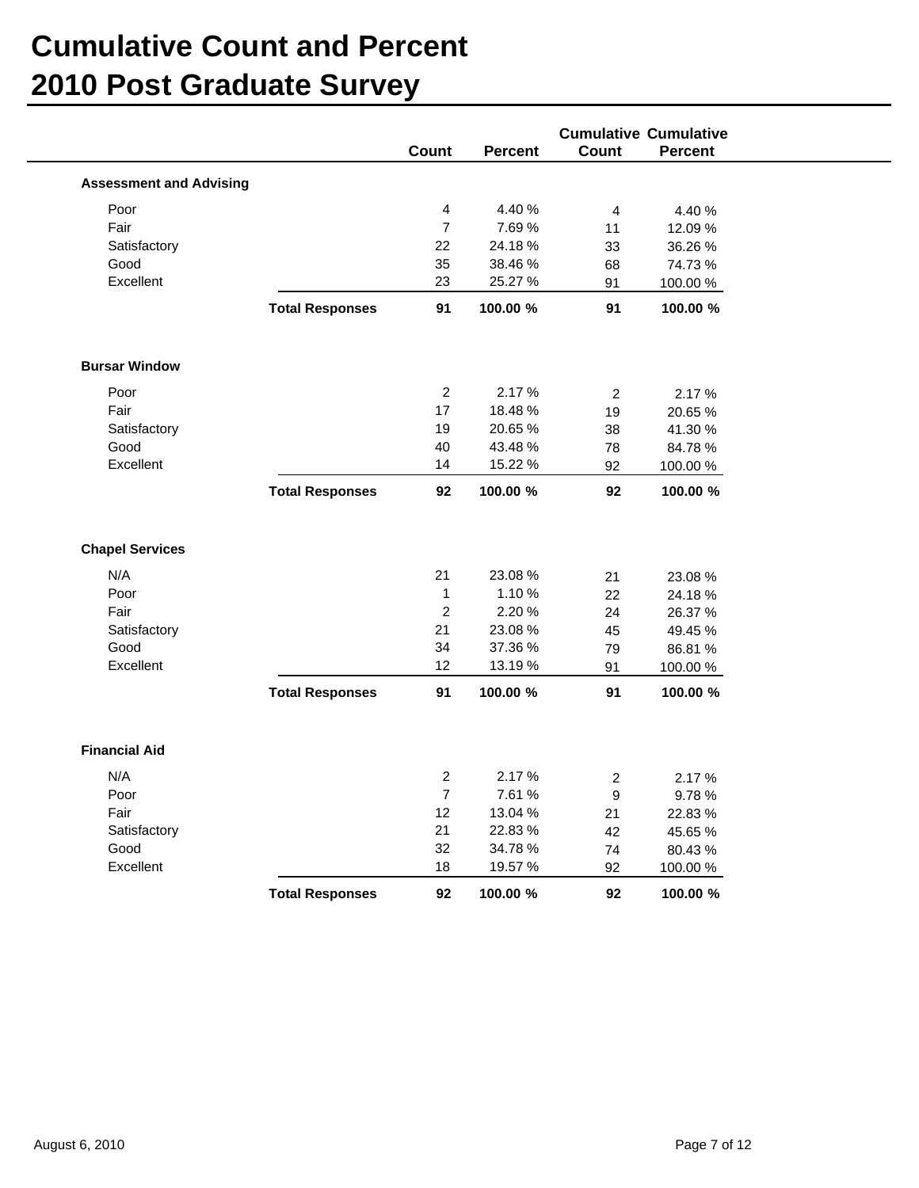# Cumulative Count and Percent
# 2010 Post Graduate Survey

| | | Count | Percent | Cumulative Count | Cumulative Percent |
|---|---|---|---|---|---|
| **Assessment and Advising** | | | | | |
| Poor | | 4 | 4.40 % | 4 | 4.40 % |
| Fair | | 7 | 7.69 % | 11 | 12.09 % |
| Satisfactory | | 22 | 24.18 % | 33 | 36.26 % |
| Good | | 35 | 38.46 % | 68 | 74.73 % |
| Excellent | | 23 | 25.27 % | 91 | 100.00 % |
| | **Total Responses** | **91** | **100.00 %** | **91** | **100.00 %** |
| **Bursar Window** | | | | | |
| Poor | | 2 | 2.17 % | 2 | 2.17 % |
| Fair | | 17 | 18.48 % | 19 | 20.65 % |
| Satisfactory | | 19 | 20.65 % | 38 | 41.30 % |
| Good | | 40 | 43.48 % | 78 | 84.78 % |
| Excellent | | 14 | 15.22 % | 92 | 100.00 % |
| | **Total Responses** | **92** | **100.00 %** | **92** | **100.00 %** |
| **Chapel Services** | | | | | |
| N/A | | 21 | 23.08 % | 21 | 23.08 % |
| Poor | | 1 | 1.10 % | 22 | 24.18 % |
| Fair | | 2 | 2.20 % | 24 | 26.37 % |
| Satisfactory | | 21 | 23.08 % | 45 | 49.45 % |
| Good | | 34 | 37.36 % | 79 | 86.81 % |
| Excellent | | 12 | 13.19 % | 91 | 100.00 % |
| | **Total Responses** | **91** | **100.00 %** | **91** | **100.00 %** |
| **Financial Aid** | | | | | |
| N/A | | 2 | 2.17 % | 2 | 2.17 % |
| Poor | | 7 | 7.61 % | 9 | 9.78 % |
| Fair | | 12 | 13.04 % | 21 | 22.83 % |
| Satisfactory | | 21 | 22.83 % | 42 | 45.65 % |
| Good | | 32 | 34.78 % | 74 | 80.43 % |
| Excellent | | 18 | 19.57 % | 92 | 100.00 % |
| | **Total Responses** | **92** | **100.00 %** | **92** | **100.00 %** |

August 6, 2010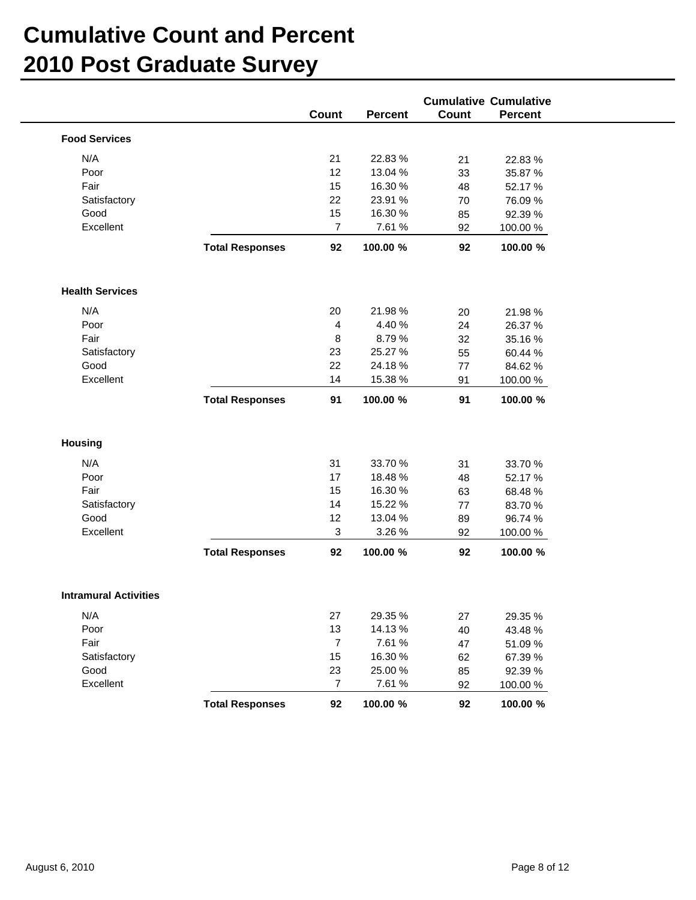# Cumulative Count and Percent
# 2010 Post Graduate Survey

| | | Count | Percent | Cumulative Count | Cumulative Percent |
|---|---|---|---|---|---|
| **Food Services** | | | | | |
| N/A | | 21 | 22.83 % | 21 | 22.83 % |
| Poor | | 12 | 13.04 % | 33 | 35.87 % |
| Fair | | 15 | 16.30 % | 48 | 52.17 % |
| Satisfactory | | 22 | 23.91 % | 70 | 76.09 % |
| Good | | 15 | 16.30 % | 85 | 92.39 % |
| Excellent | | 7 | 7.61 % | 92 | 100.00 % |
| | **Total Responses** | **92** | **100.00 %** | **92** | **100.00 %** |
| **Health Services** | | | | | |
| N/A | | 20 | 21.98 % | 20 | 21.98 % |
| Poor | | 4 | 4.40 % | 24 | 26.37 % |
| Fair | | 8 | 8.79 % | 32 | 35.16 % |
| Satisfactory | | 23 | 25.27 % | 55 | 60.44 % |
| Good | | 22 | 24.18 % | 77 | 84.62 % |
| Excellent | | 14 | 15.38 % | 91 | 100.00 % |
| | **Total Responses** | **91** | **100.00 %** | **91** | **100.00 %** |
| **Housing** | | | | | |
| N/A | | 31 | 33.70 % | 31 | 33.70 % |
| Poor | | 17 | 18.48 % | 48 | 52.17 % |
| Fair | | 15 | 16.30 % | 63 | 68.48 % |
| Satisfactory | | 14 | 15.22 % | 77 | 83.70 % |
| Good | | 12 | 13.04 % | 89 | 96.74 % |
| Excellent | | 3 | 3.26 % | 92 | 100.00 % |
| | **Total Responses** | **92** | **100.00 %** | **92** | **100.00 %** |
| **Intramural Activities** | | | | | |
| N/A | | 27 | 29.35 % | 27 | 29.35 % |
| Poor | | 13 | 14.13 % | 40 | 43.48 % |
| Fair | | 7 | 7.61 % | 47 | 51.09 % |
| Satisfactory | | 15 | 16.30 % | 62 | 67.39 % |
| Good | | 23 | 25.00 % | 85 | 92.39 % |
| Excellent | | 7 | 7.61 % | 92 | 100.00 % |
| | **Total Responses** | **92** | **100.00 %** | **92** | **100.00 %** |

August 6, 2010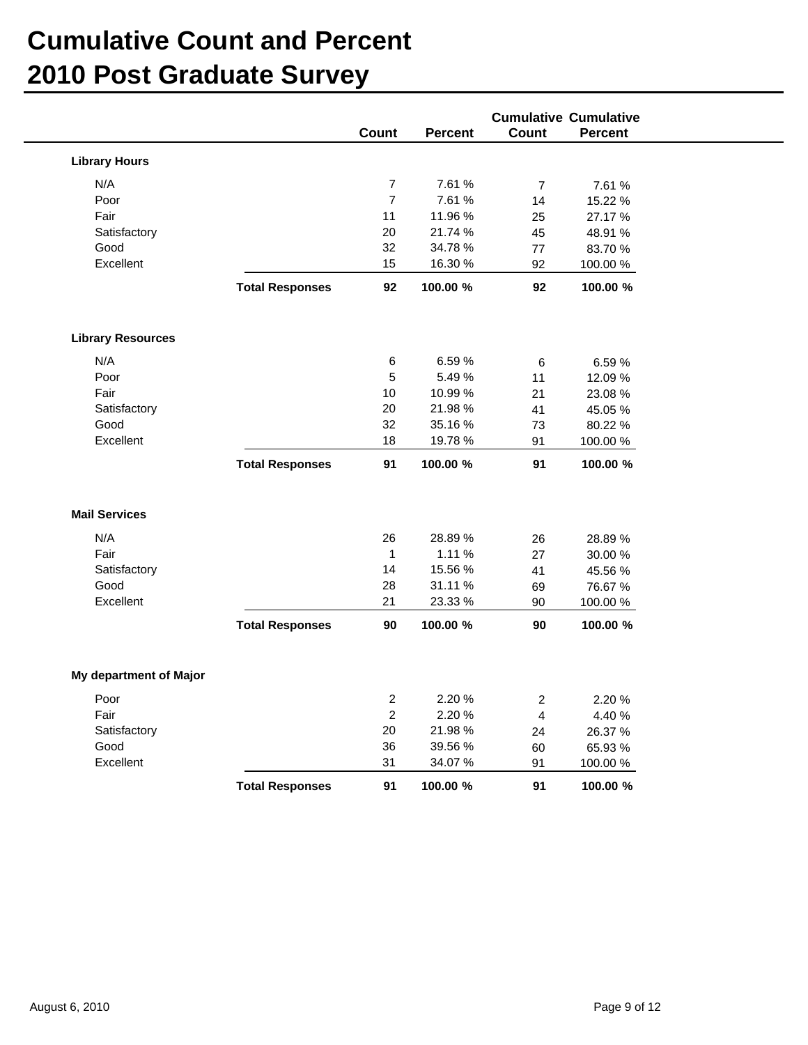# Cumulative Count and Percent
# 2010 Post Graduate Survey

| | | Count | Percent | Cumulative Count | Cumulative Percent |
|---|---|---|---|---|---|
| **Library Hours** | | | | | |
| N/A | | 7 | 7.61 % | 7 | 7.61 % |
| Poor | | 7 | 7.61 % | 14 | 15.22 % |
| Fair | | 11 | 11.96 % | 25 | 27.17 % |
| Satisfactory | | 20 | 21.74 % | 45 | 48.91 % |
| Good | | 32 | 34.78 % | 77 | 83.70 % |
| Excellent | | 15 | 16.30 % | 92 | 100.00 % |
| | **Total Responses** | **92** | **100.00 %** | **92** | **100.00 %** |
| **Library Resources** | | | | | |
| N/A | | 6 | 6.59 % | 6 | 6.59 % |
| Poor | | 5 | 5.49 % | 11 | 12.09 % |
| Fair | | 10 | 10.99 % | 21 | 23.08 % |
| Satisfactory | | 20 | 21.98 % | 41 | 45.05 % |
| Good | | 32 | 35.16 % | 73 | 80.22 % |
| Excellent | | 18 | 19.78 % | 91 | 100.00 % |
| | **Total Responses** | **91** | **100.00 %** | **91** | **100.00 %** |
| **Mail Services** | | | | | |
| N/A | | 26 | 28.89 % | 26 | 28.89 % |
| Fair | | 1 | 1.11 % | 27 | 30.00 % |
| Satisfactory | | 14 | 15.56 % | 41 | 45.56 % |
| Good | | 28 | 31.11 % | 69 | 76.67 % |
| Excellent | | 21 | 23.33 % | 90 | 100.00 % |
| | **Total Responses** | **90** | **100.00 %** | **90** | **100.00 %** |
| **My department of Major** | | | | | |
| Poor | | 2 | 2.20 % | 2 | 2.20 % |
| Fair | | 2 | 2.20 % | 4 | 4.40 % |
| Satisfactory | | 20 | 21.98 % | 24 | 26.37 % |
| Good | | 36 | 39.56 % | 60 | 65.93 % |
| Excellent | | 31 | 34.07 % | 91 | 100.00 % |
| | **Total Responses** | **91** | **100.00 %** | **91** | **100.00 %** |

August 6, 2010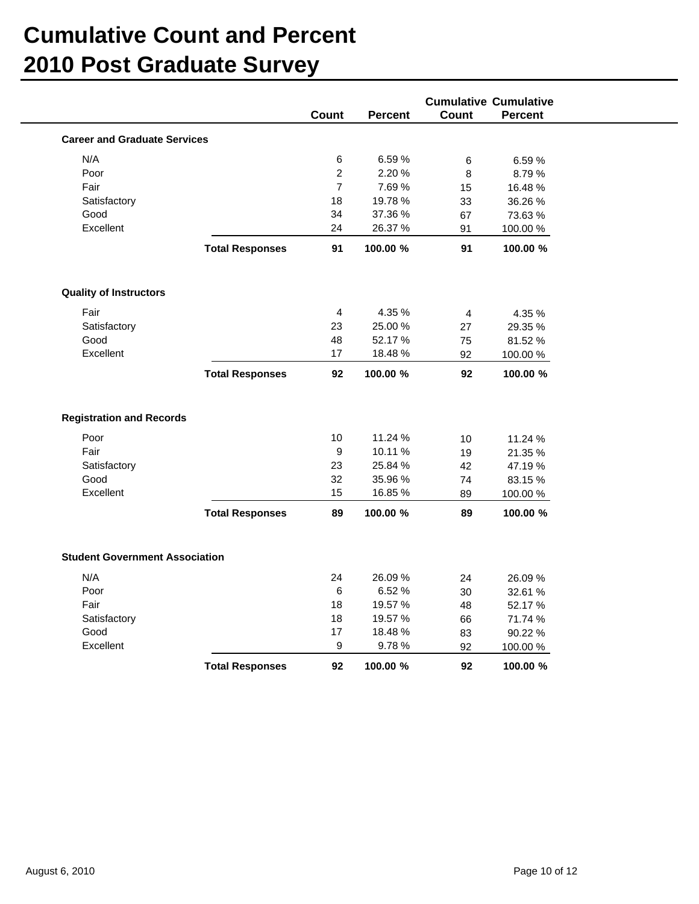# Cumulative Count and Percent
# 2010 Post Graduate Survey

| | Count | Percent | Cumulative Count | Cumulative Percent |
|---|---|---|---|---|
| **Career and Graduate Services** | | | | |
| N/A | 6 | 6.59 % | 6 | 6.59 % |
| Poor | 2 | 2.20 % | 8 | 8.79 % |
| Fair | 7 | 7.69 % | 15 | 16.48 % |
| Satisfactory | 18 | 19.78 % | 33 | 36.26 % |
| Good | 34 | 37.36 % | 67 | 73.63 % |
| Excellent | 24 | 26.37 % | 91 | 100.00 % |
| **Total Responses** | **91** | **100.00 %** | **91** | **100.00 %** |

| | Count | Percent | Cumulative Count | Cumulative Percent |
|---|---|---|---|---|
| **Quality of Instructors** | | | | |
| Fair | 4 | 4.35 % | 4 | 4.35 % |
| Satisfactory | 23 | 25.00 % | 27 | 29.35 % |
| Good | 48 | 52.17 % | 75 | 81.52 % |
| Excellent | 17 | 18.48 % | 92 | 100.00 % |
| **Total Responses** | **92** | **100.00 %** | **92** | **100.00 %** |

| | Count | Percent | Cumulative Count | Cumulative Percent |
|---|---|---|---|---|
| **Registration and Records** | | | | |
| Poor | 10 | 11.24 % | 10 | 11.24 % |
| Fair | 9 | 10.11 % | 19 | 21.35 % |
| Satisfactory | 23 | 25.84 % | 42 | 47.19 % |
| Good | 32 | 35.96 % | 74 | 83.15 % |
| Excellent | 15 | 16.85 % | 89 | 100.00 % |
| **Total Responses** | **89** | **100.00 %** | **89** | **100.00 %** |

| | Count | Percent | Cumulative Count | Cumulative Percent |
|---|---|---|---|---|
| **Student Government Association** | | | | |
| N/A | 24 | 26.09 % | 24 | 26.09 % |
| Poor | 6 | 6.52 % | 30 | 32.61 % |
| Fair | 18 | 19.57 % | 48 | 52.17 % |
| Satisfactory | 18 | 19.57 % | 66 | 71.74 % |
| Good | 17 | 18.48 % | 83 | 90.22 % |
| Excellent | 9 | 9.78 % | 92 | 100.00 % |
| **Total Responses** | **92** | **100.00 %** | **92** | **100.00 %** |

August 6, 2010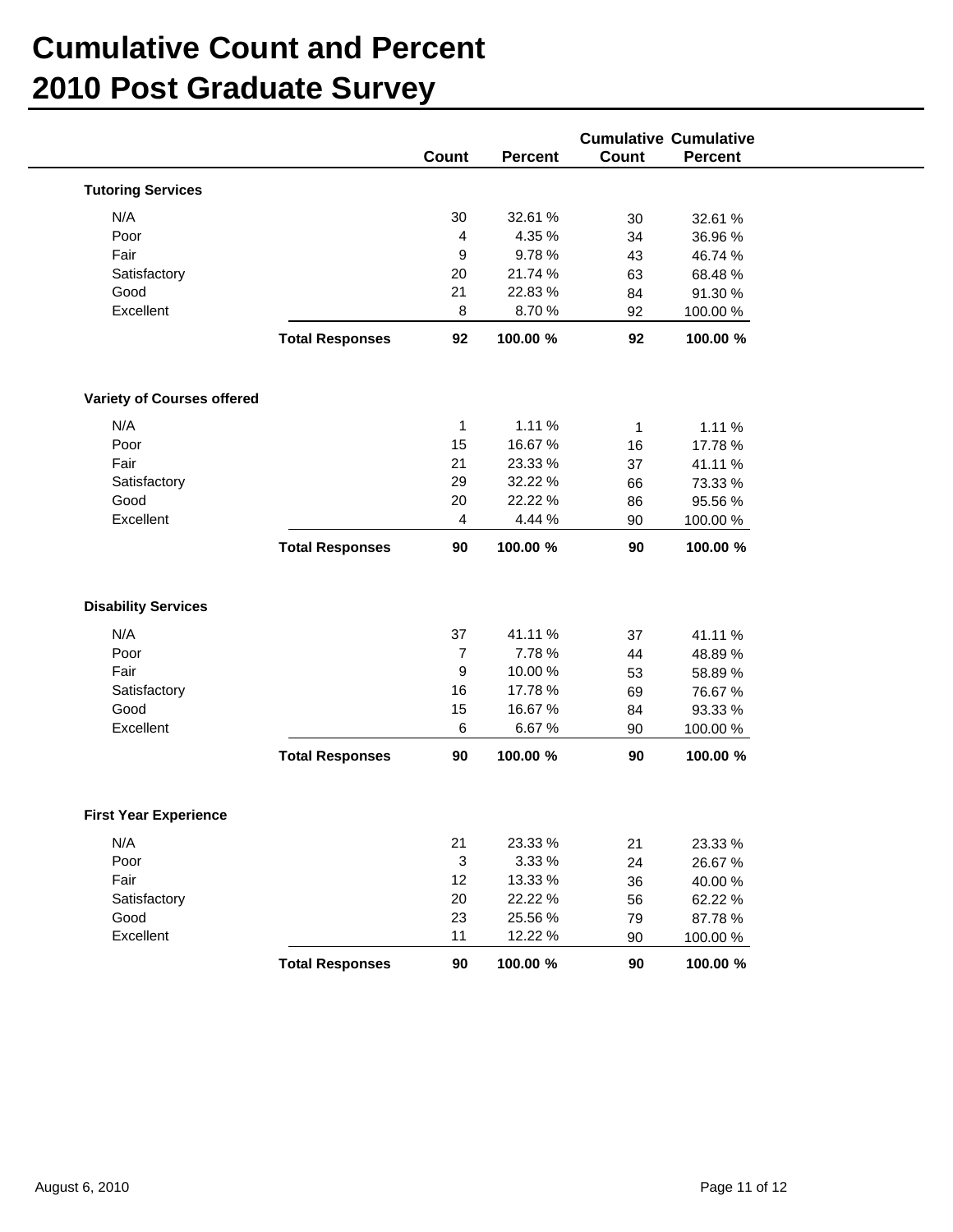# Cumulative Count and Percent
# 2010 Post Graduate Survey

| | | Count | Percent | Cumulative Count | Cumulative Percent |
|---|---|---|---|---|---|
| **Tutoring Services** | | | | | |
| N/A | | 30 | 32.61 % | 30 | 32.61 % |
| Poor | | 4 | 4.35 % | 34 | 36.96 % |
| Fair | | 9 | 9.78 % | 43 | 46.74 % |
| Satisfactory | | 20 | 21.74 % | 63 | 68.48 % |
| Good | | 21 | 22.83 % | 84 | 91.30 % |
| Excellent | | 8 | 8.70 % | 92 | 100.00 % |
| | **Total Responses** | **92** | **100.00 %** | **92** | **100.00 %** |
| **Variety of Courses offered** | | | | | |
| N/A | | 1 | 1.11 % | 1 | 1.11 % |
| Poor | | 15 | 16.67 % | 16 | 17.78 % |
| Fair | | 21 | 23.33 % | 37 | 41.11 % |
| Satisfactory | | 29 | 32.22 % | 66 | 73.33 % |
| Good | | 20 | 22.22 % | 86 | 95.56 % |
| Excellent | | 4 | 4.44 % | 90 | 100.00 % |
| | **Total Responses** | **90** | **100.00 %** | **90** | **100.00 %** |
| **Disability Services** | | | | | |
| N/A | | 37 | 41.11 % | 37 | 41.11 % |
| Poor | | 7 | 7.78 % | 44 | 48.89 % |
| Fair | | 9 | 10.00 % | 53 | 58.89 % |
| Satisfactory | | 16 | 17.78 % | 69 | 76.67 % |
| Good | | 15 | 16.67 % | 84 | 93.33 % |
| Excellent | | 6 | 6.67 % | 90 | 100.00 % |
| | **Total Responses** | **90** | **100.00 %** | **90** | **100.00 %** |
| **First Year Experience** | | | | | |
| N/A | | 21 | 23.33 % | 21 | 23.33 % |
| Poor | | 3 | 3.33 % | 24 | 26.67 % |
| Fair | | 12 | 13.33 % | 36 | 40.00 % |
| Satisfactory | | 20 | 22.22 % | 56 | 62.22 % |
| Good | | 23 | 25.56 % | 79 | 87.78 % |
| Excellent | | 11 | 12.22 % | 90 | 100.00 % |
| | **Total Responses** | **90** | **100.00 %** | **90** | **100.00 %** |

August 6, 2010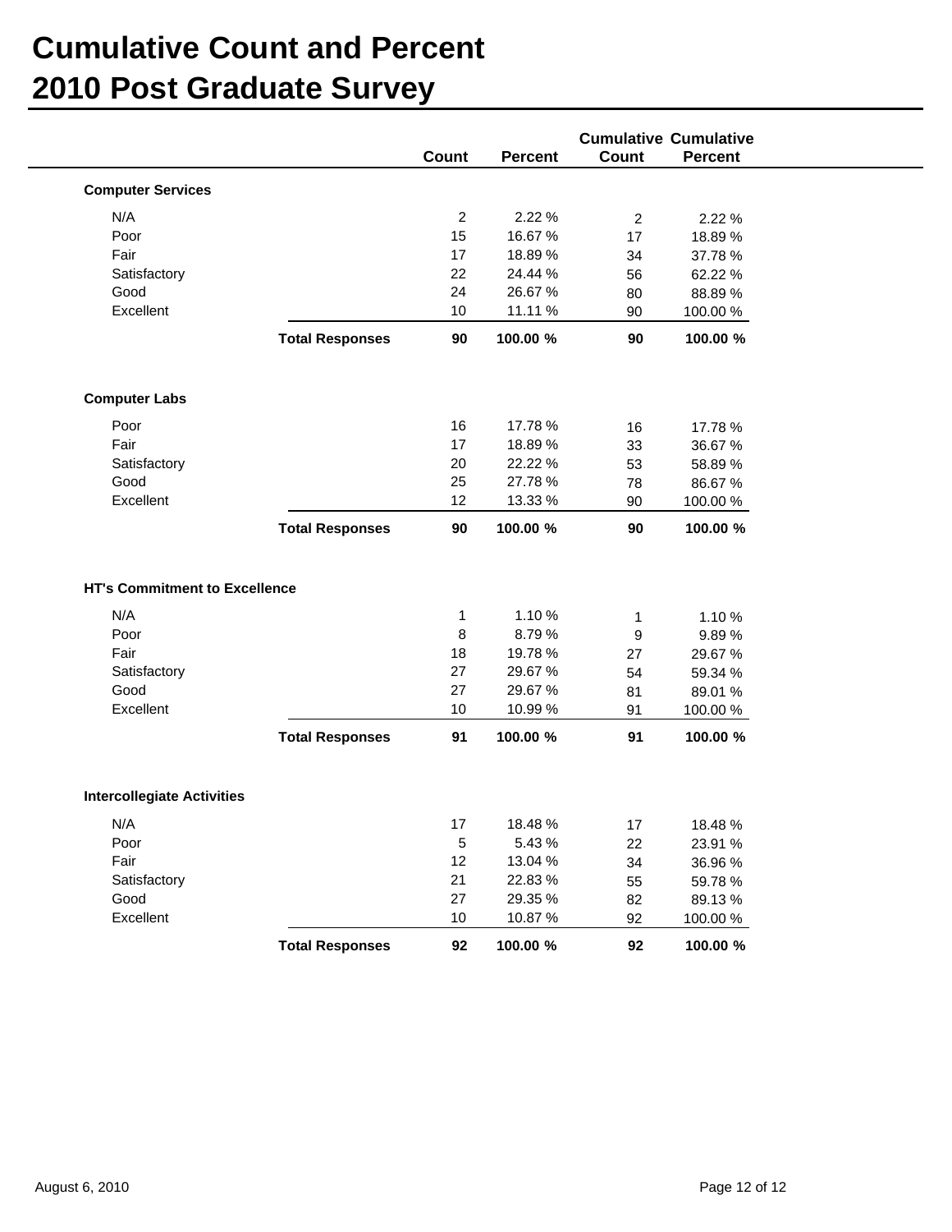# Cumulative Count and Percent
# 2010 Post Graduate Survey

| | | Count | Percent | Cumulative Count | Cumulative Percent |
|---|---|---|---|---|---|
| **Computer Services** | | | | | |
| N/A | | 2 | 2.22 % | 2 | 2.22 % |
| Poor | | 15 | 16.67 % | 17 | 18.89 % |
| Fair | | 17 | 18.89 % | 34 | 37.78 % |
| Satisfactory | | 22 | 24.44 % | 56 | 62.22 % |
| Good | | 24 | 26.67 % | 80 | 88.89 % |
| Excellent | | 10 | 11.11 % | 90 | 100.00 % |
| | **Total Responses** | **90** | **100.00 %** | **90** | **100.00 %** |
| **Computer Labs** | | | | | |
| Poor | | 16 | 17.78 % | 16 | 17.78 % |
| Fair | | 17 | 18.89 % | 33 | 36.67 % |
| Satisfactory | | 20 | 22.22 % | 53 | 58.89 % |
| Good | | 25 | 27.78 % | 78 | 86.67 % |
| Excellent | | 12 | 13.33 % | 90 | 100.00 % |
| | **Total Responses** | **90** | **100.00 %** | **90** | **100.00 %** |
| **HT's Commitment to Excellence** | | | | | |
| N/A | | 1 | 1.10 % | 1 | 1.10 % |
| Poor | | 8 | 8.79 % | 9 | 9.89 % |
| Fair | | 18 | 19.78 % | 27 | 29.67 % |
| Satisfactory | | 27 | 29.67 % | 54 | 59.34 % |
| Good | | 27 | 29.67 % | 81 | 89.01 % |
| Excellent | | 10 | 10.99 % | 91 | 100.00 % |
| | **Total Responses** | **91** | **100.00 %** | **91** | **100.00 %** |
| **Intercollegiate Activities** | | | | | |
| N/A | | 17 | 18.48 % | 17 | 18.48 % |
| Poor | | 5 | 5.43 % | 22 | 23.91 % |
| Fair | | 12 | 13.04 % | 34 | 36.96 % |
| Satisfactory | | 21 | 22.83 % | 55 | 59.78 % |
| Good | | 27 | 29.35 % | 82 | 89.13 % |
| Excellent | | 10 | 10.87 % | 92 | 100.00 % |
| | **Total Responses** | **92** | **100.00 %** | **92** | **100.00 %** |

August 6, 2010